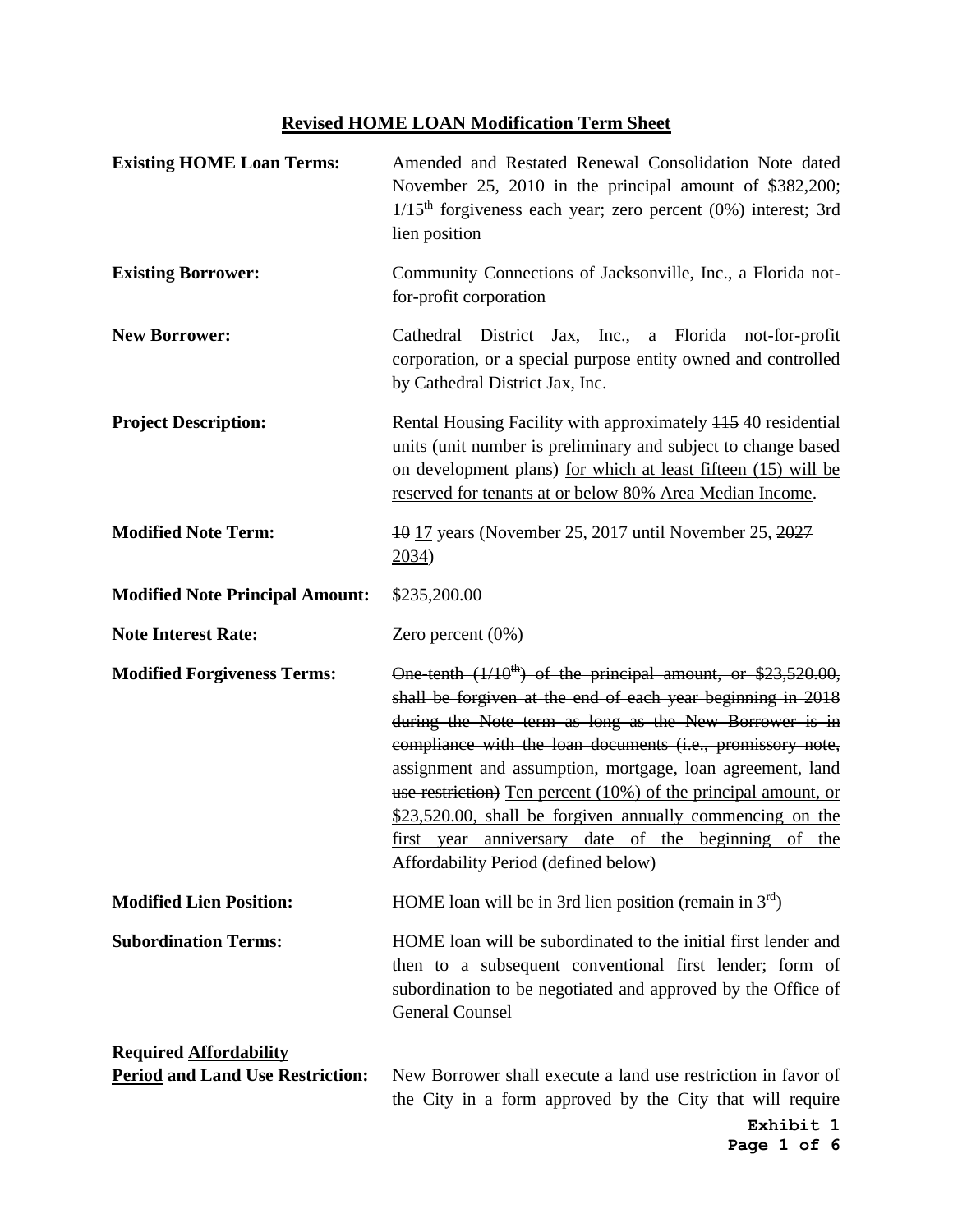# Revised HOME LOAN Modification Term Sheet

**Existing HOME Loan Terms:** Amended and Restated Renewal Consolidation Note dated November 25, 2010 in the principal amount of $382,200; 1/15th forgiveness each year; zero percent (0%) interest; 3rd lien position

**Existing Borrower:** Community Connections of Jacksonville, Inc., a Florida not-for-profit corporation

**New Borrower:** Cathedral District Jax, Inc., a Florida not-for-profit corporation, or a special purpose entity owned and controlled by Cathedral District Jax, Inc.

**Project Description:** Rental Housing Facility with approximately ~~115~~ 40 residential units (unit number is preliminary and subject to change based on development plans) <u>for which at least fifteen (15) will be reserved for tenants at or below 80% Area Median Income</u>.

**Modified Note Term:** ~~10~~ <u>17</u> years (November 25, 2017 until November 25, ~~2027~~ <u>2034</u>)

**Modified Note Principal Amount:** $235,200.00

**Note Interest Rate:** Zero percent (0%)

**Modified Forgiveness Terms:** ~~One-tenth (1/10th) of the principal amount, or $23,520.00, shall be forgiven at the end of each year beginning in 2018 during the Note term as long as the New Borrower is in compliance with the loan documents (i.e., promissory note, assignment and assumption, mortgage, loan agreement, land use restriction)~~ <u>Ten percent (10%) of the principal amount, or $23,520.00, shall be forgiven annually commencing on the first year anniversary date of the beginning of the Affordability Period (defined below)</u>

**Modified Lien Position:** HOME loan will be in 3rd lien position (remain in 3rd)

**Subordination Terms:** HOME loan will be subordinated to the initial first lender and then to a subsequent conventional first lender; form of subordination to be negotiated and approved by the Office of General Counsel

**Required <u>Affordability Period</u> and Land Use Restriction:** New Borrower shall execute a land use restriction in favor of the City in a form approved by the City that will require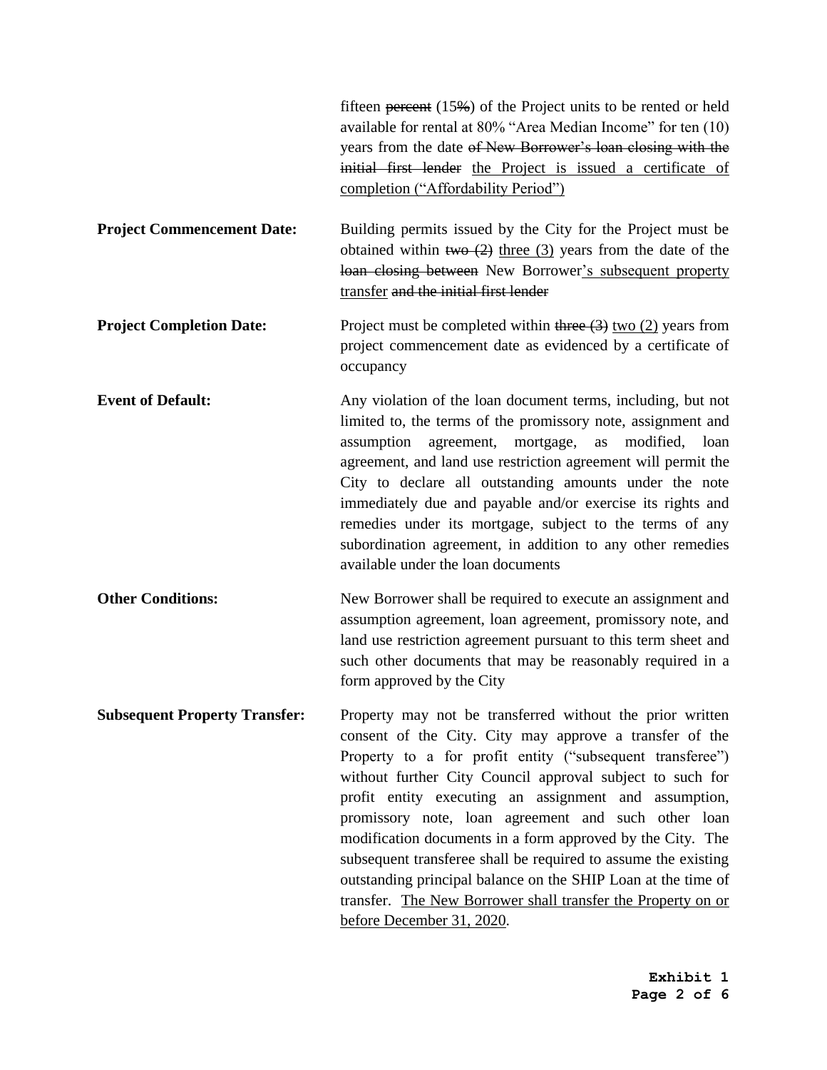fifteen ~~percent~~ (15~~%~~) of the Project units to be rented or held available for rental at 80% "Area Median Income" for ten (10) years from the date ~~of New Borrower's loan closing with the initial first lender~~ <u>the Project is issued a certificate of completion ("Affordability Period")</u>

**Project Commencement Date:** Building permits issued by the City for the Project must be obtained within ~~two (2)~~ <u>three (3)</u> years from the date of the ~~loan closing between~~ New Borrower<u>'s subsequent property transfer</u> ~~and the initial first lender~~

**Project Completion Date:** Project must be completed within ~~three (3)~~ <u>two (2)</u> years from project commencement date as evidenced by a certificate of occupancy

**Event of Default:** Any violation of the loan document terms, including, but not limited to, the terms of the promissory note, assignment and assumption agreement, mortgage, as modified, loan agreement, and land use restriction agreement will permit the City to declare all outstanding amounts under the note immediately due and payable and/or exercise its rights and remedies under its mortgage, subject to the terms of any subordination agreement, in addition to any other remedies available under the loan documents

**Other Conditions:** New Borrower shall be required to execute an assignment and assumption agreement, loan agreement, promissory note, and land use restriction agreement pursuant to this term sheet and such other documents that may be reasonably required in a form approved by the City

**Subsequent Property Transfer:** Property may not be transferred without the prior written consent of the City. City may approve a transfer of the Property to a for profit entity ("subsequent transferee") without further City Council approval subject to such for profit entity executing an assignment and assumption, promissory note, loan agreement and such other loan modification documents in a form approved by the City. The subsequent transferee shall be required to assume the existing outstanding principal balance on the SHIP Loan at the time of transfer. <u>The New Borrower shall transfer the Property on or before December 31, 2020</u>.

**Exhibit 1**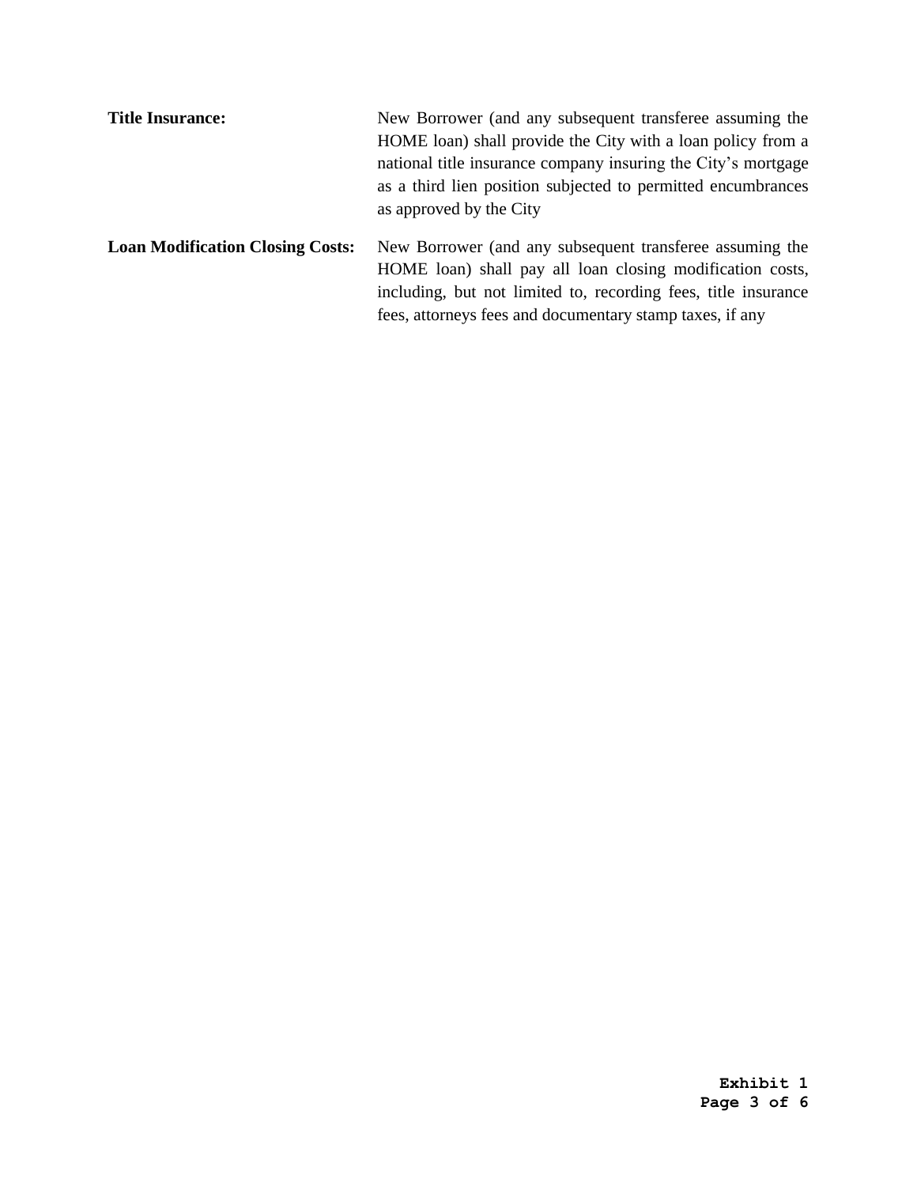**Title Insurance:** New Borrower (and any subsequent transferee assuming the HOME loan) shall provide the City with a loan policy from a national title insurance company insuring the City's mortgage as a third lien position subjected to permitted encumbrances as approved by the City

**Loan Modification Closing Costs:** New Borrower (and any subsequent transferee assuming the HOME loan) shall pay all loan closing modification costs, including, but not limited to, recording fees, title insurance fees, attorneys fees and documentary stamp taxes, if any

**Exhibit 1**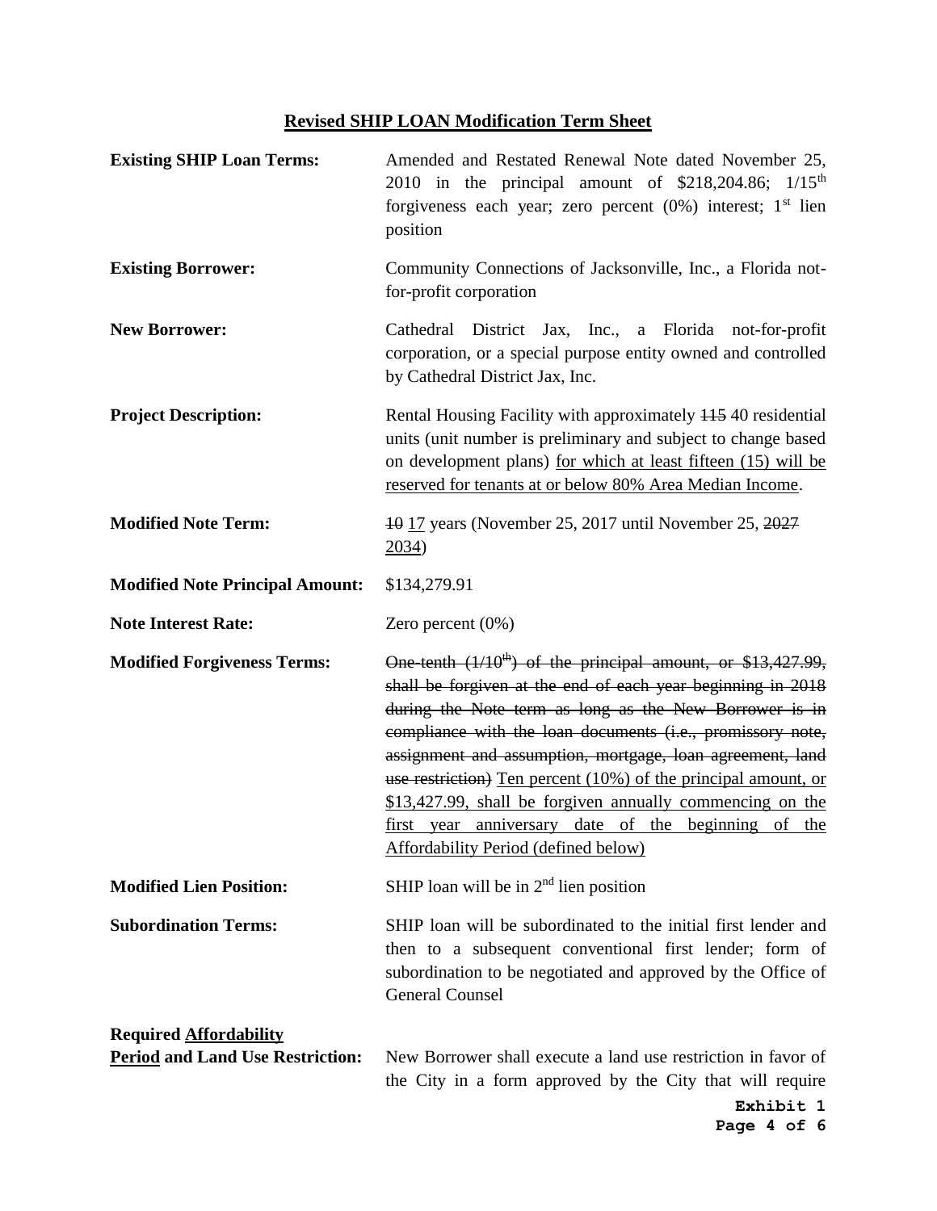## Revised SHIP LOAN Modification Term Sheet

**Existing SHIP Loan Terms:** Amended and Restated Renewal Note dated November 25, 2010 in the principal amount of $218,204.86; 1/15th forgiveness each year; zero percent (0%) interest; 1st lien position

**Existing Borrower:** Community Connections of Jacksonville, Inc., a Florida not-for-profit corporation

**New Borrower:** Cathedral District Jax, Inc., a Florida not-for-profit corporation, or a special purpose entity owned and controlled by Cathedral District Jax, Inc.

**Project Description:** Rental Housing Facility with approximately ~~115~~ 40 residential units (unit number is preliminary and subject to change based on development plans) <u>for which at least fifteen (15) will be reserved for tenants at or below 80% Area Median Income</u>.

**Modified Note Term:** ~~10~~ <u>17</u> years (November 25, 2017 until November 25, ~~2027~~ <u>2034</u>)

**Modified Note Principal Amount:** $134,279.91

**Note Interest Rate:** Zero percent (0%)

**Modified Forgiveness Terms:** ~~One-tenth (1/10th) of the principal amount, or $13,427.99, shall be forgiven at the end of each year beginning in 2018 during the Note term as long as the New Borrower is in compliance with the loan documents (i.e., promissory note, assignment and assumption, mortgage, loan agreement, land use restriction)~~ <u>Ten percent (10%) of the principal amount, or $13,427.99, shall be forgiven annually commencing on the first year anniversary date of the beginning of the Affordability Period (defined below)</u>

**Modified Lien Position:** SHIP loan will be in 2nd lien position

**Subordination Terms:** SHIP loan will be subordinated to the initial first lender and then to a subsequent conventional first lender; form of subordination to be negotiated and approved by the Office of General Counsel

**Required <u>Affordability Period</u> and Land Use Restriction:** New Borrower shall execute a land use restriction in favor of the City in a form approved by the City that will require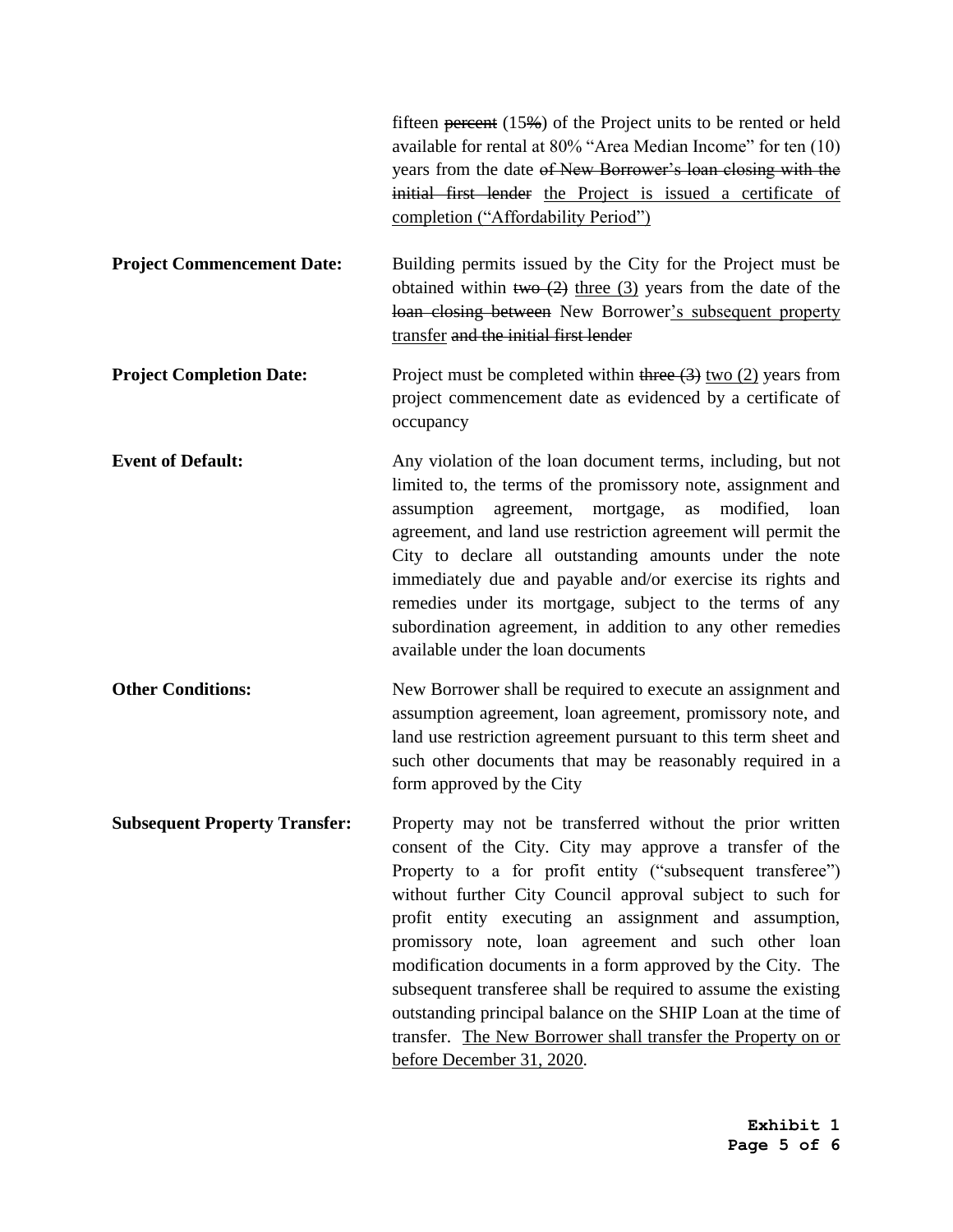fifteen ~~percent~~ (15~~%~~) of the Project units to be rented or held available for rental at 80% "Area Median Income" for ten (10) years from the date ~~of New Borrower's loan closing with the initial first lender~~ <u>the Project is issued a certificate of completion ("Affordability Period")</u>

**Project Commencement Date:** Building permits issued by the City for the Project must be obtained within ~~two (2)~~ <u>three (3)</u> years from the date of the ~~loan closing between~~ New Borrower<u>'s subsequent property transfer</u> ~~and the initial first lender~~

**Project Completion Date:** Project must be completed within ~~three (3)~~ <u>two (2)</u> years from project commencement date as evidenced by a certificate of occupancy

**Event of Default:** Any violation of the loan document terms, including, but not limited to, the terms of the promissory note, assignment and assumption agreement, mortgage, as modified, loan agreement, and land use restriction agreement will permit the City to declare all outstanding amounts under the note immediately due and payable and/or exercise its rights and remedies under its mortgage, subject to the terms of any subordination agreement, in addition to any other remedies available under the loan documents

**Other Conditions:** New Borrower shall be required to execute an assignment and assumption agreement, loan agreement, promissory note, and land use restriction agreement pursuant to this term sheet and such other documents that may be reasonably required in a form approved by the City

**Subsequent Property Transfer:** Property may not be transferred without the prior written consent of the City. City may approve a transfer of the Property to a for profit entity ("subsequent transferee") without further City Council approval subject to such for profit entity executing an assignment and assumption, promissory note, loan agreement and such other loan modification documents in a form approved by the City. The subsequent transferee shall be required to assume the existing outstanding principal balance on the SHIP Loan at the time of transfer. <u>The New Borrower shall transfer the Property on or before December 31, 2020</u>.

**Exhibit 1**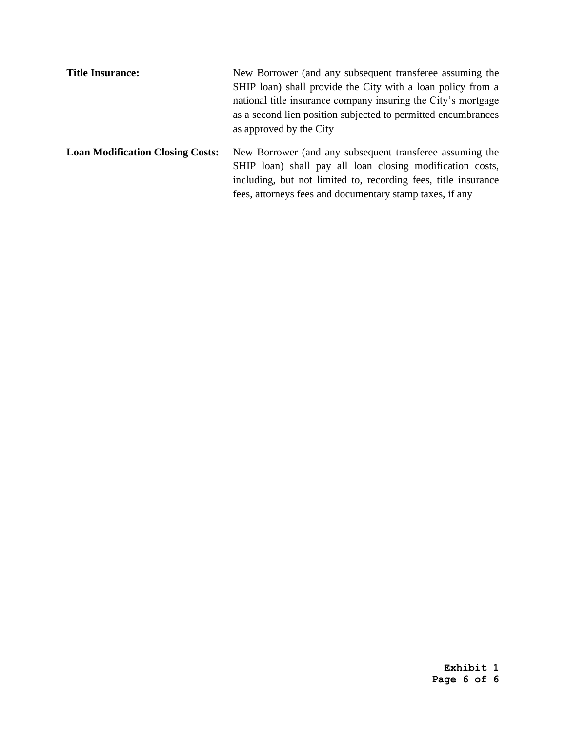**Title Insurance:** New Borrower (and any subsequent transferee assuming the SHIP loan) shall provide the City with a loan policy from a national title insurance company insuring the City's mortgage as a second lien position subjected to permitted encumbrances as approved by the City

**Loan Modification Closing Costs:** New Borrower (and any subsequent transferee assuming the SHIP loan) shall pay all loan closing modification costs, including, but not limited to, recording fees, title insurance fees, attorneys fees and documentary stamp taxes, if any

**Exhibit 1**